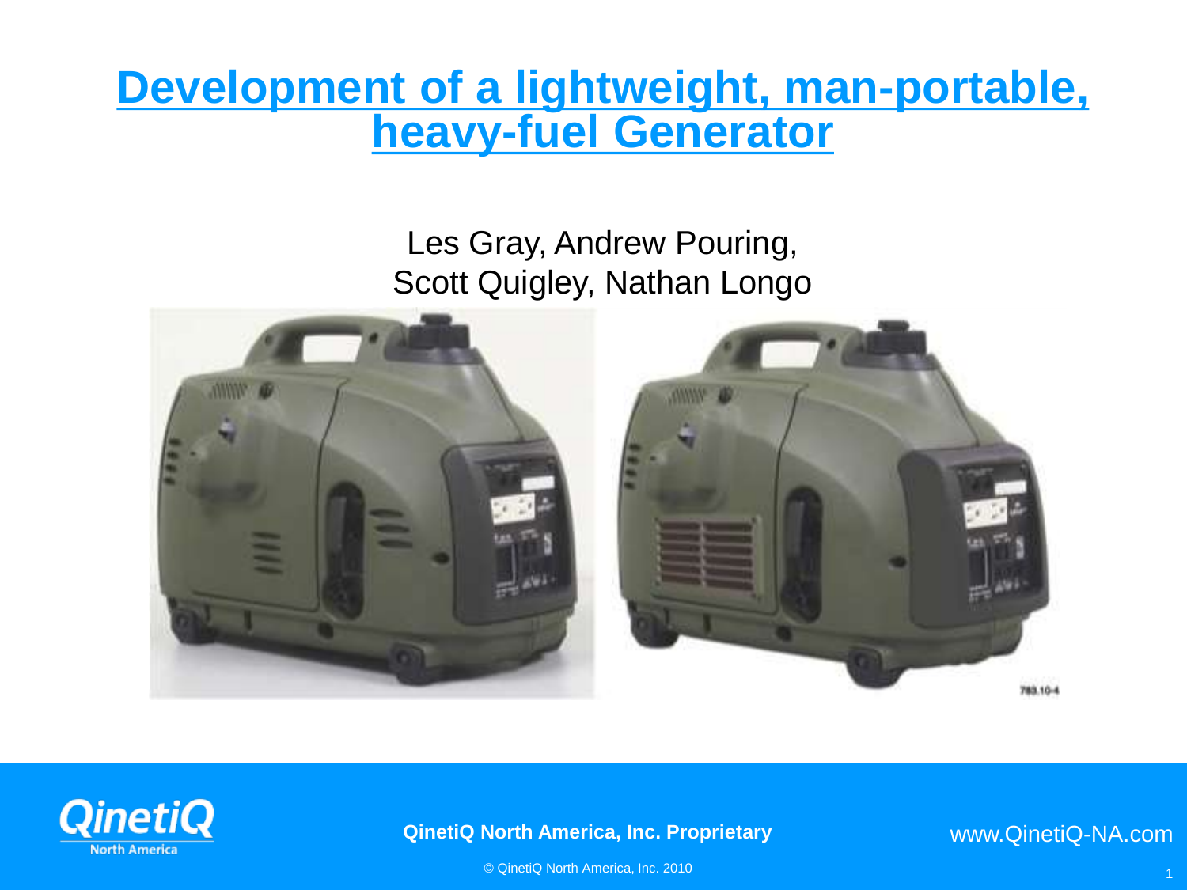# Development of a lightweight, man-portable, heavy-fuel Generator

Les Gray, Andrew Pouring,
Scott Quigley, Nathan Longo

783.10-4

QinetiQ North America, Inc. Proprietary

www.QinetiQ-NA.com

© QinetiQ North America, Inc. 2010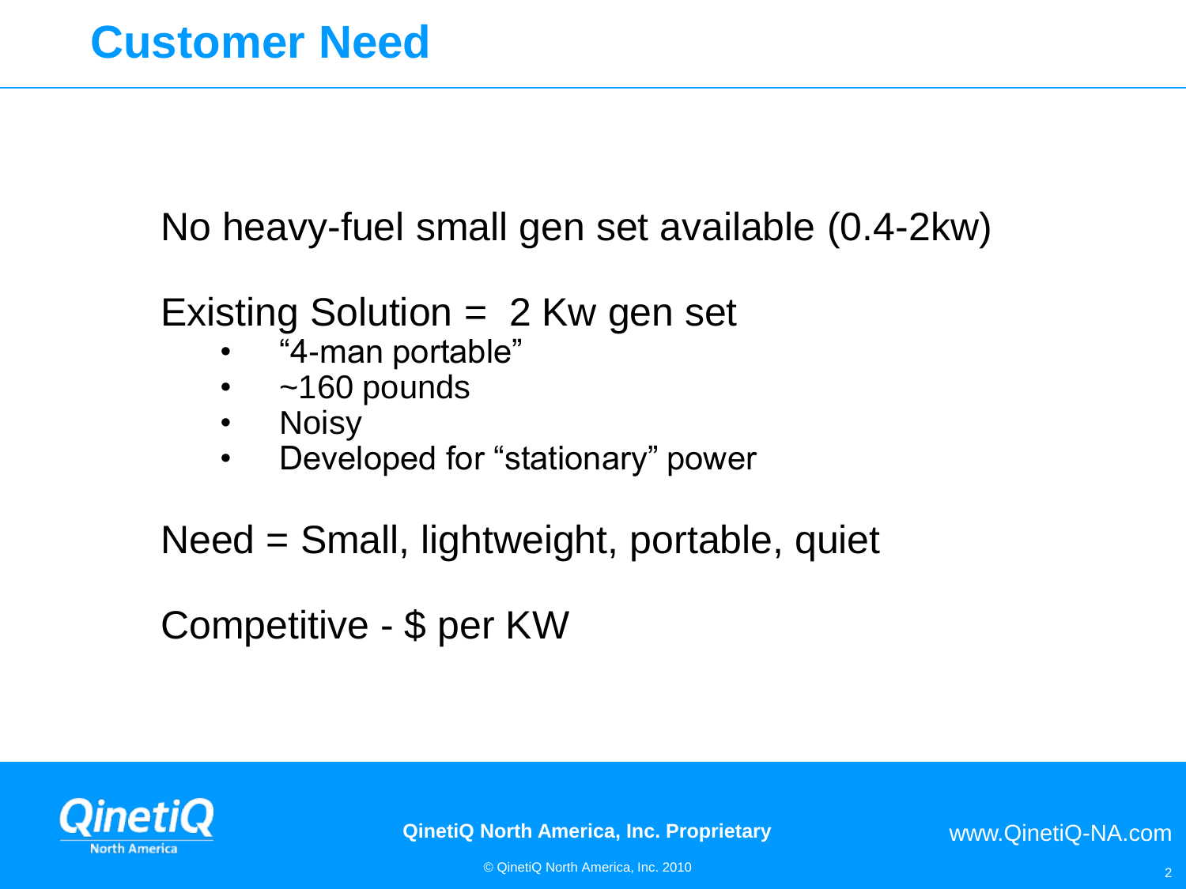# Customer Need

No heavy-fuel small gen set available (0.4-2kw)

Existing Solution = 2 Kw gen set

- "4-man portable"
- ~160 pounds
- Noisy
- Developed for "stationary" power

Need = Small, lightweight, portable, quiet

Competitive - $ per KW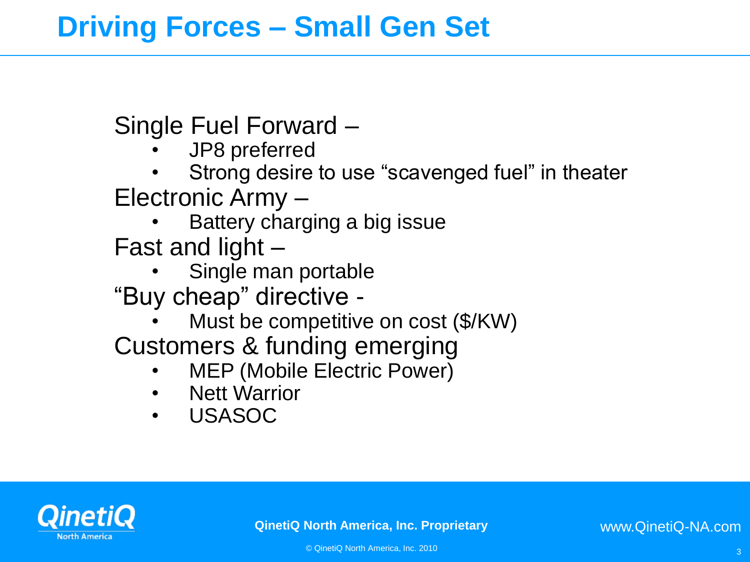# Driving Forces – Small Gen Set

Single Fuel Forward –

- JP8 preferred
- Strong desire to use "scavenged fuel" in theater

Electronic Army –

- Battery charging a big issue

Fast and light –

- Single man portable

"Buy cheap" directive -

- Must be competitive on cost ($/KW)

Customers & funding emerging

- MEP (Mobile Electric Power)
- Nett Warrior
- USASOC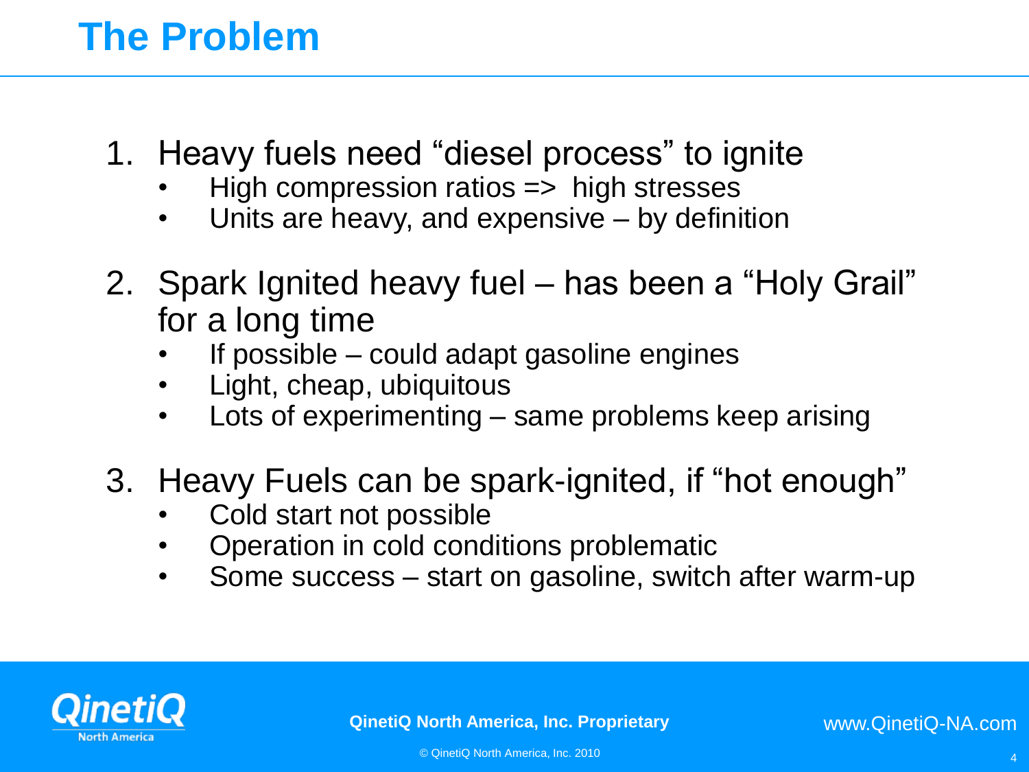# The Problem

1. Heavy fuels need "diesel process" to ignite
   - High compression ratios => high stresses
   - Units are heavy, and expensive – by definition

2. Spark Ignited heavy fuel – has been a "Holy Grail" for a long time
   - If possible – could adapt gasoline engines
   - Light, cheap, ubiquitous
   - Lots of experimenting – same problems keep arising

3. Heavy Fuels can be spark-ignited, if "hot enough"
   - Cold start not possible
   - Operation in cold conditions problematic
   - Some success – start on gasoline, switch after warm-up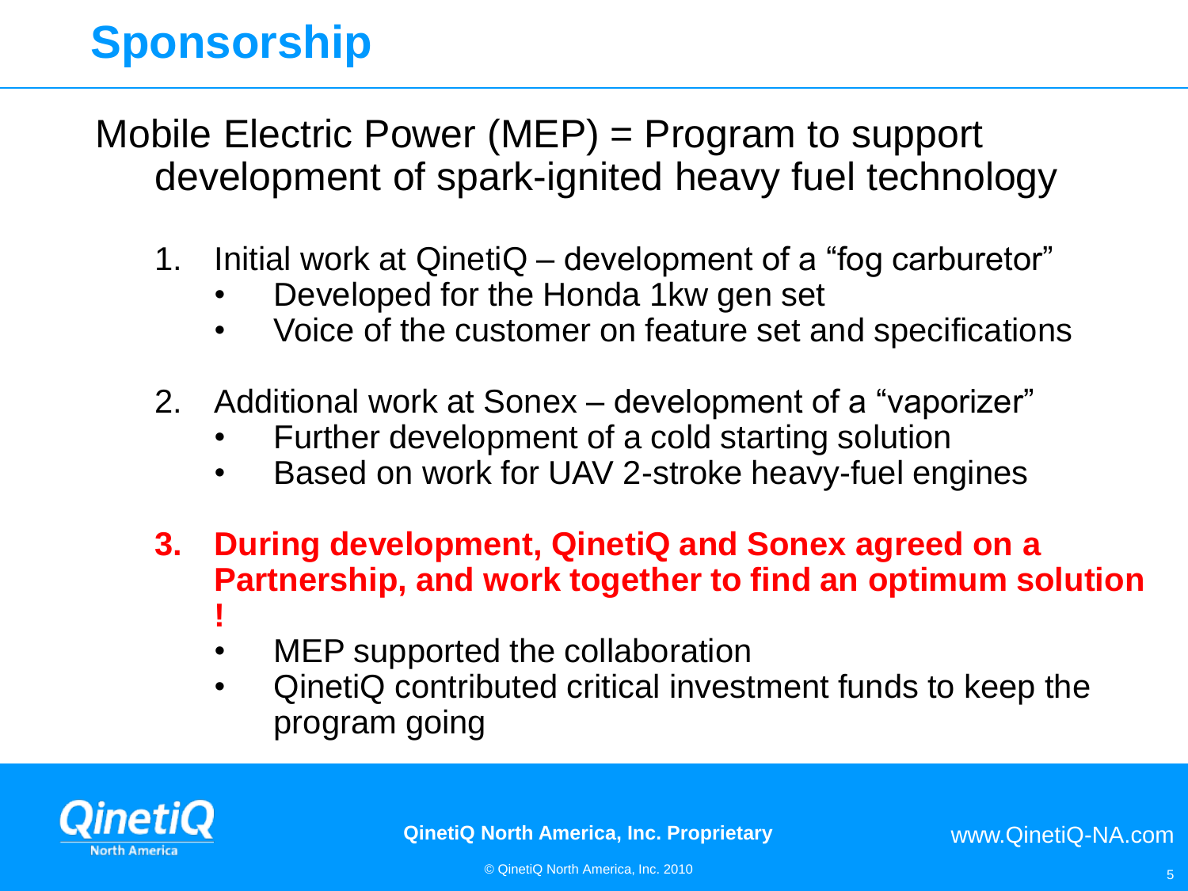# Sponsorship

Mobile Electric Power (MEP) = Program to support development of spark-ignited heavy fuel technology

1. Initial work at QinetiQ – development of a "fog carburetor"
   - Developed for the Honda 1kw gen set
   - Voice of the customer on feature set and specifications

2. Additional work at Sonex – development of a "vaporizer"
   - Further development of a cold starting solution
   - Based on work for UAV 2-stroke heavy-fuel engines

3. **During development, QinetiQ and Sonex agreed on a Partnership, and work together to find an optimum solution !**
   - MEP supported the collaboration
   - QinetiQ contributed critical investment funds to keep the program going

QinetiQ North America, Inc. Proprietary

www.QinetiQ-NA.com

© QinetiQ North America, Inc. 2010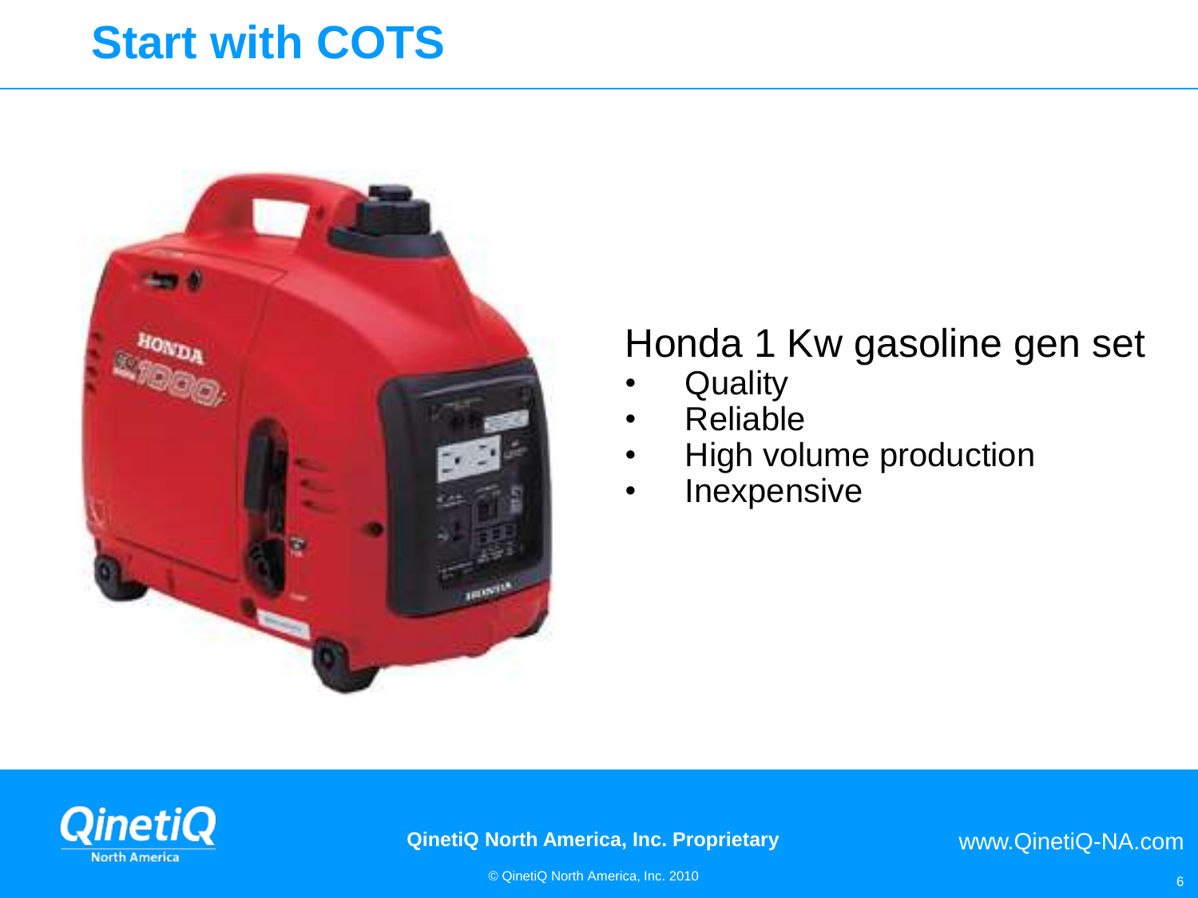# Start with COTS

Honda 1 Kw gasoline gen set

- Quality
- Reliable
- High volume production
- Inexpensive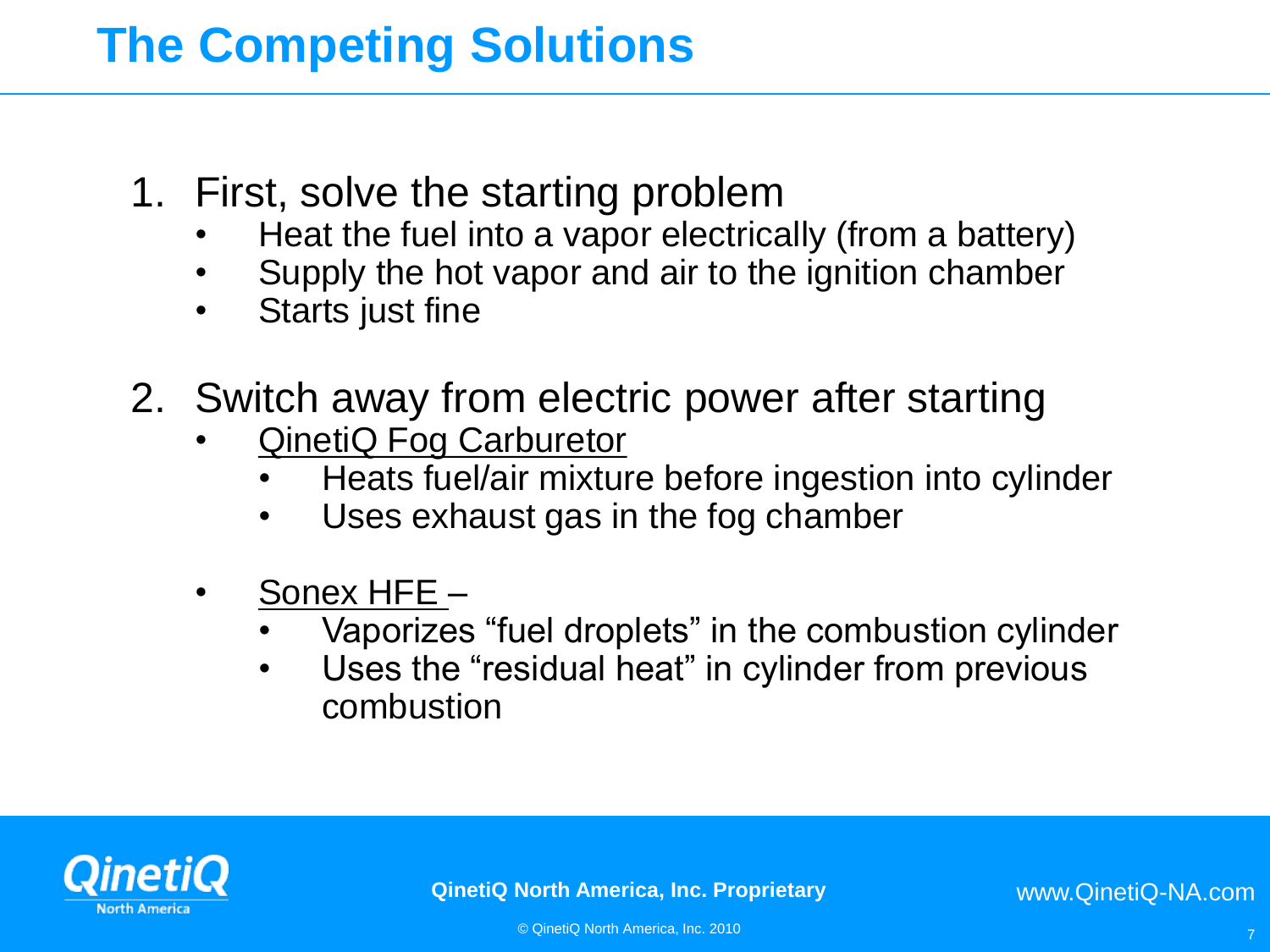# The Competing Solutions

1. First, solve the starting problem
   - Heat the fuel into a vapor electrically (from a battery)
   - Supply the hot vapor and air to the ignition chamber
   - Starts just fine

2. Switch away from electric power after starting
   - QinetiQ Fog Carburetor
     - Heats fuel/air mixture before ingestion into cylinder
     - Uses exhaust gas in the fog chamber

   - Sonex HFE –
     - Vaporizes "fuel droplets" in the combustion cylinder
     - Uses the "residual heat" in cylinder from previous combustion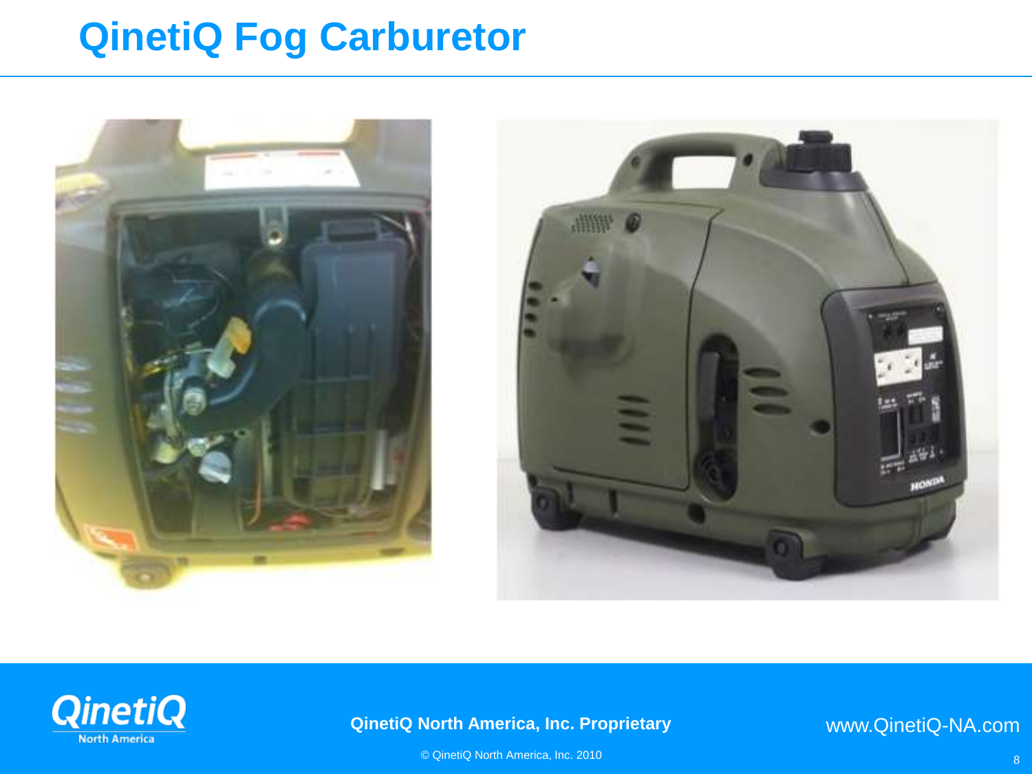# QinetiQ Fog Carburetor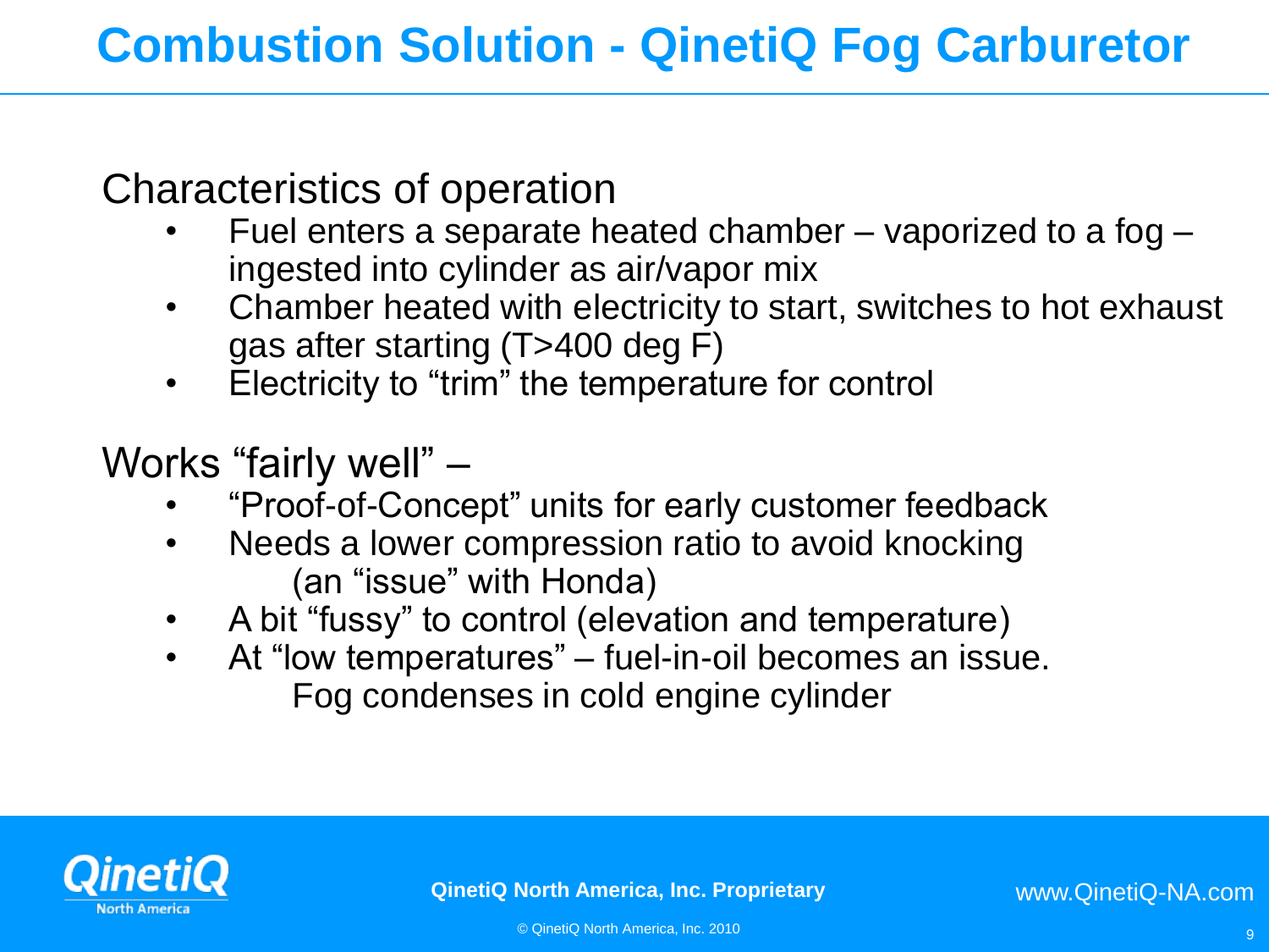# Combustion Solution - QinetiQ Fog Carburetor

Characteristics of operation

- Fuel enters a separate heated chamber – vaporized to a fog – ingested into cylinder as air/vapor mix
- Chamber heated with electricity to start, switches to hot exhaust gas after starting (T>400 deg F)
- Electricity to “trim” the temperature for control

Works “fairly well” –

- “Proof-of-Concept” units for early customer feedback
- Needs a lower compression ratio to avoid knocking (an “issue” with Honda)
- A bit “fussy” to control (elevation and temperature)
- At “low temperatures” – fuel-in-oil becomes an issue. Fog condenses in cold engine cylinder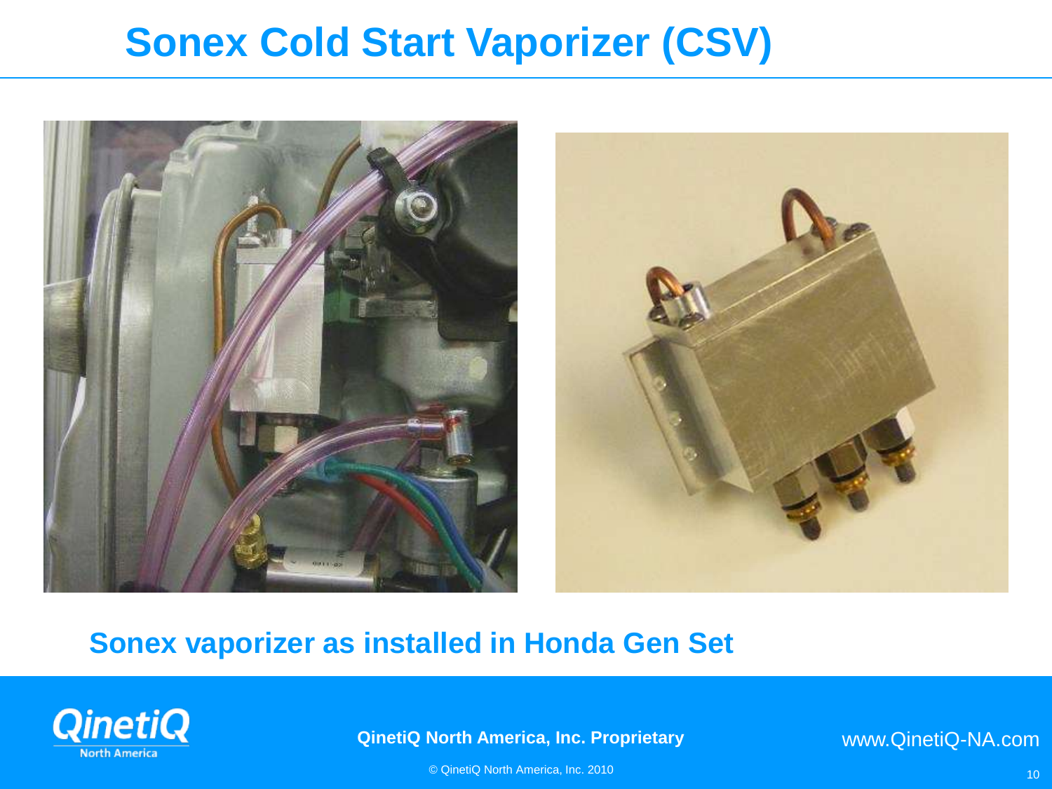# Sonex Cold Start Vaporizer (CSV)

**Sonex vaporizer as installed in Honda Gen Set**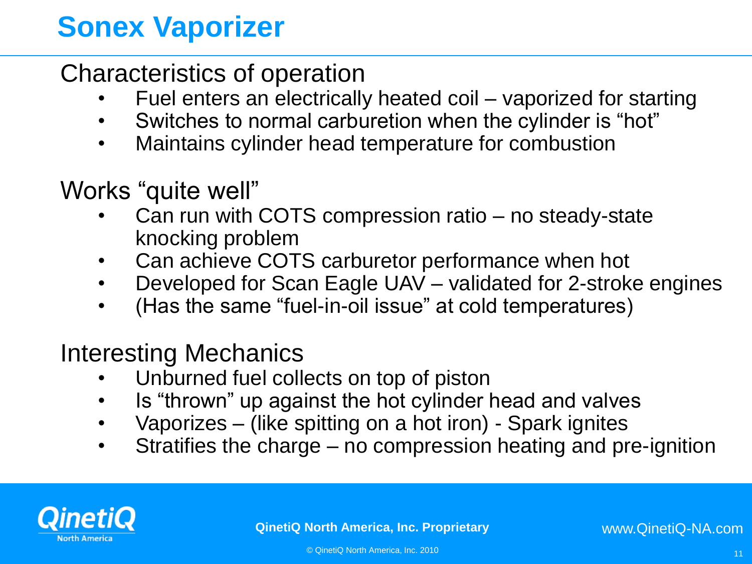# Sonex Vaporizer

Characteristics of operation

- Fuel enters an electrically heated coil – vaporized for starting
- Switches to normal carburetion when the cylinder is "hot"
- Maintains cylinder head temperature for combustion

Works "quite well"

- Can run with COTS compression ratio – no steady-state knocking problem
- Can achieve COTS carburetor performance when hot
- Developed for Scan Eagle UAV – validated for 2-stroke engines
- (Has the same "fuel-in-oil issue" at cold temperatures)

Interesting Mechanics

- Unburned fuel collects on top of piston
- Is "thrown" up against the hot cylinder head and valves
- Vaporizes – (like spitting on a hot iron) - Spark ignites
- Stratifies the charge – no compression heating and pre-ignition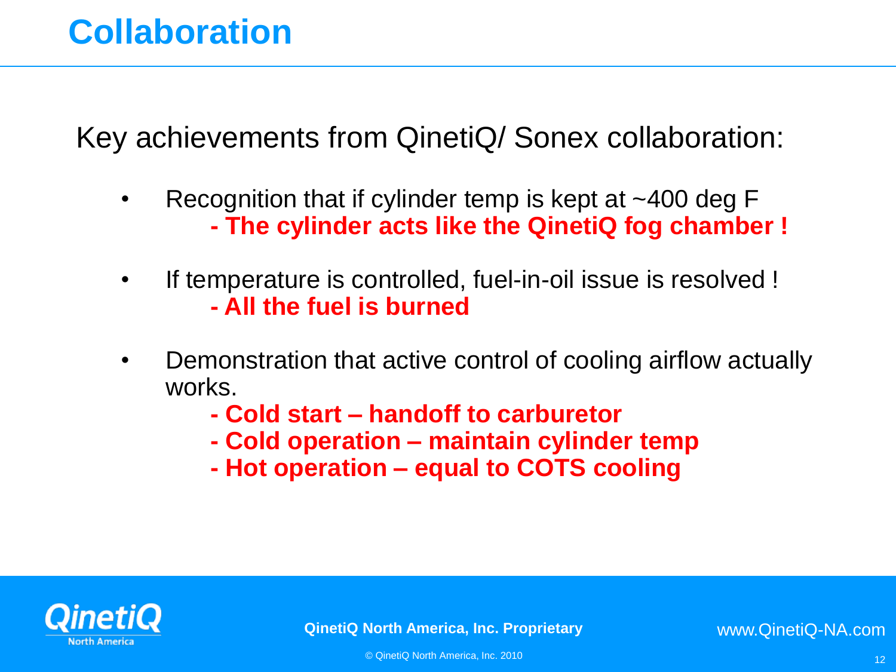# Collaboration

Key achievements from QinetiQ/ Sonex collaboration:

- Recognition that if cylinder temp is kept at ~400 deg F
  - **- The cylinder acts like the QinetiQ fog chamber !**
- If temperature is controlled, fuel-in-oil issue is resolved !
  - **- All the fuel is burned**
- Demonstration that active control of cooling airflow actually works.
  - **- Cold start – handoff to carburetor**
  - **- Cold operation – maintain cylinder temp**
  - **- Hot operation – equal to COTS cooling**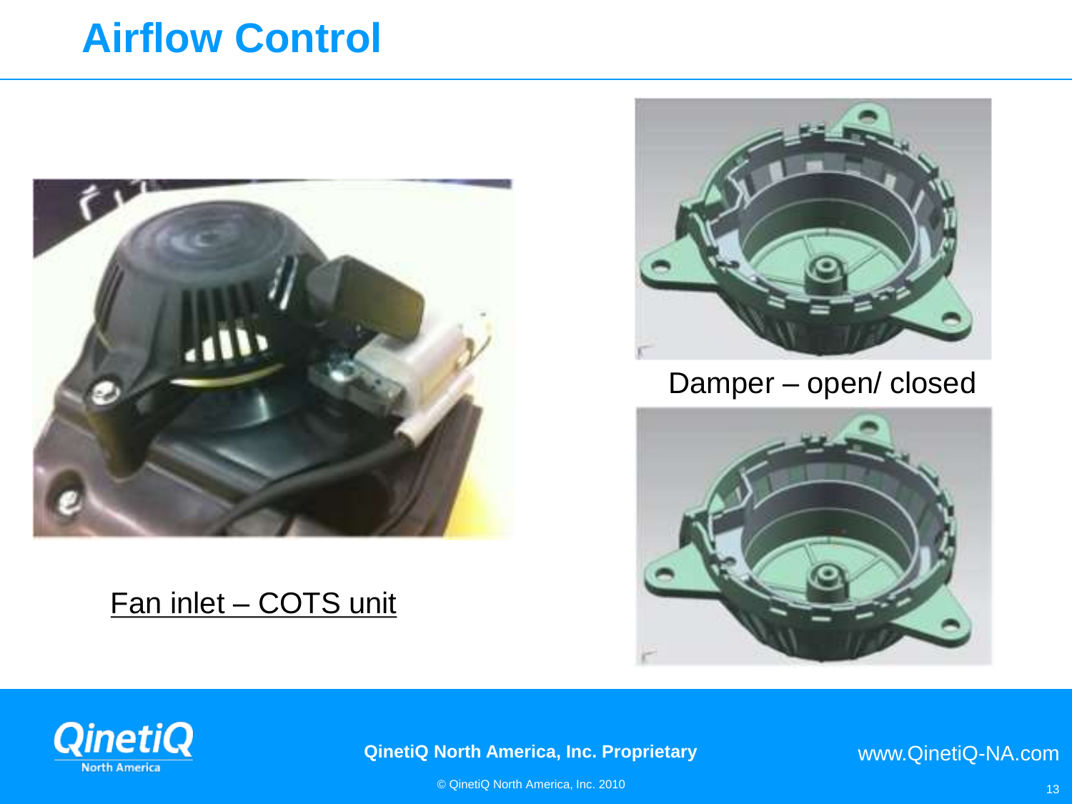# Airflow Control

Fan inlet – COTS unit

Damper – open/ closed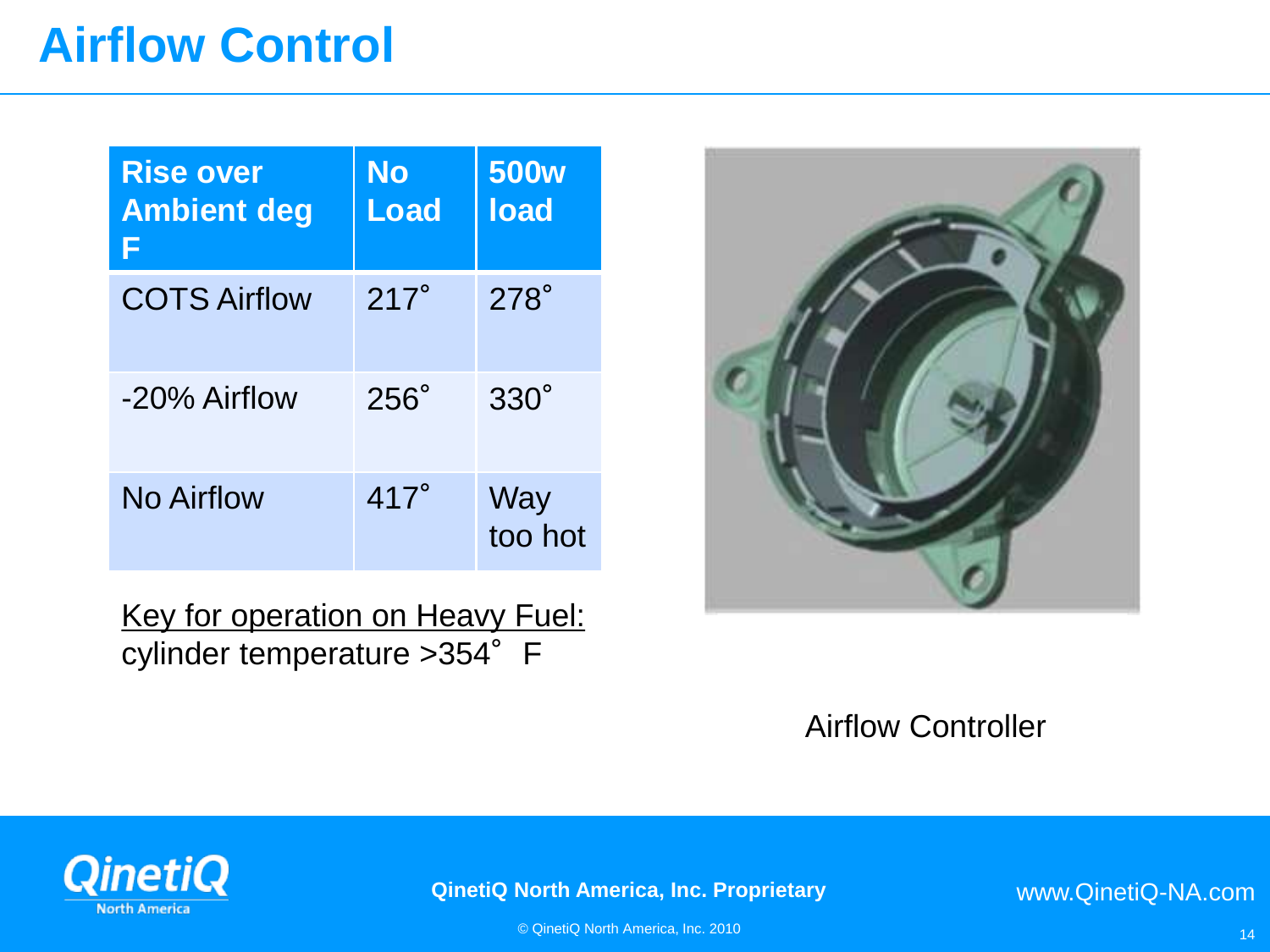# Airflow Control

| Rise over Ambient deg F | No Load | 500w load |
|---|---|---|
| COTS Airflow | 217˚ | 278˚ |
| -20% Airflow | 256˚ | 330˚ |
| No Airflow | 417˚ | Way too hot |

Key for operation on Heavy Fuel:
cylinder temperature >354˚ F

Airflow Controller

QinetiQ North America, Inc. Proprietary

© QinetiQ North America, Inc. 2010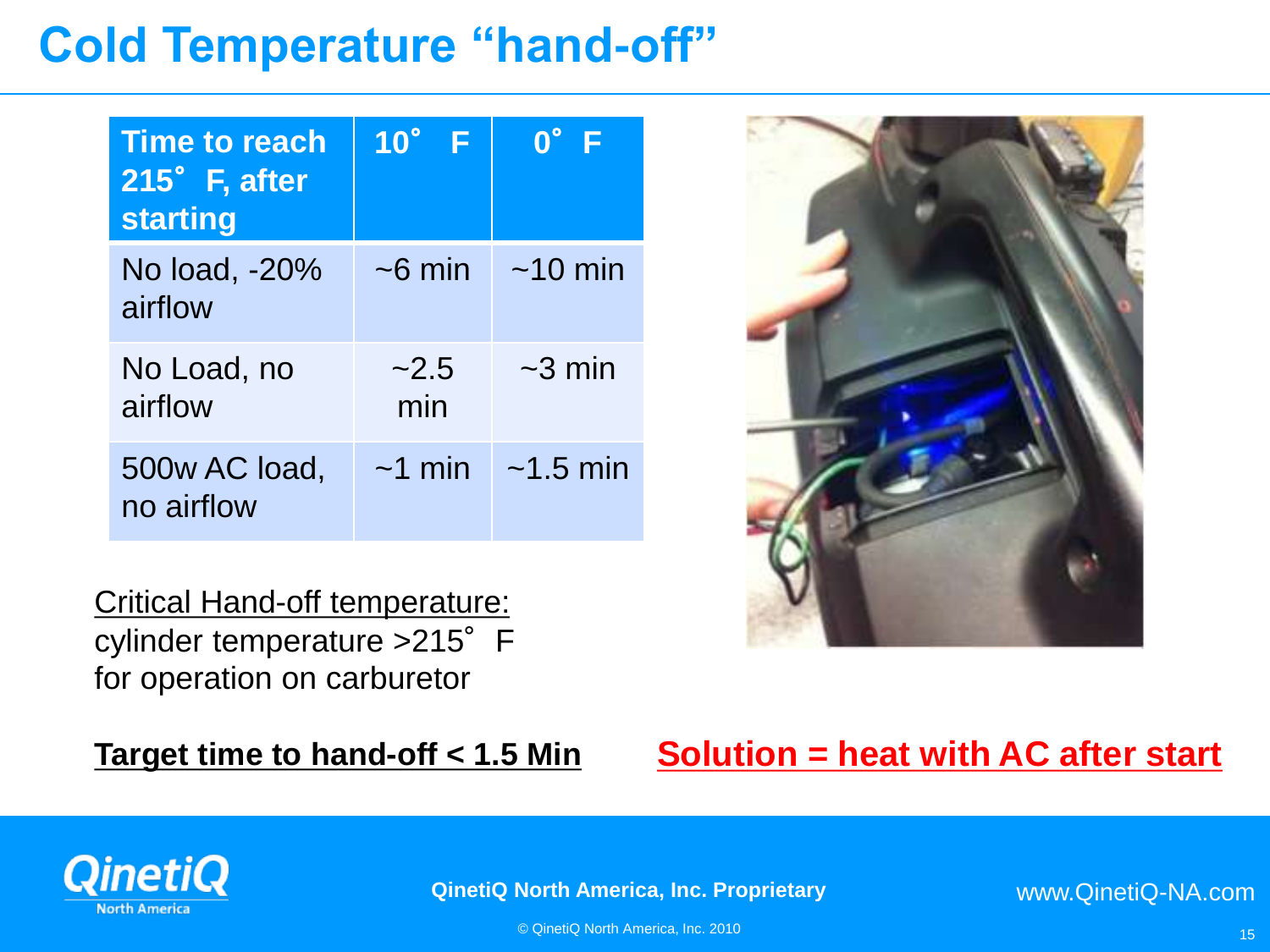# Cold Temperature "hand-off"

| Time to reach 215˚ F, after starting | 10˚ F | 0˚ F |
|---|---|---|
| No load, -20% airflow | ~6 min | ~10 min |
| No Load, no airflow | ~2.5 min | ~3 min |
| 500w AC load, no airflow | ~1 min | ~1.5 min |

Critical Hand-off temperature:
cylinder temperature >215˚ F
for operation on carburetor

**Target time to hand-off < 1.5 Min**

**Solution = heat with AC after start**

QinetiQ North America, Inc. Proprietary

© QinetiQ North America, Inc. 2010

www.QinetiQ-NA.com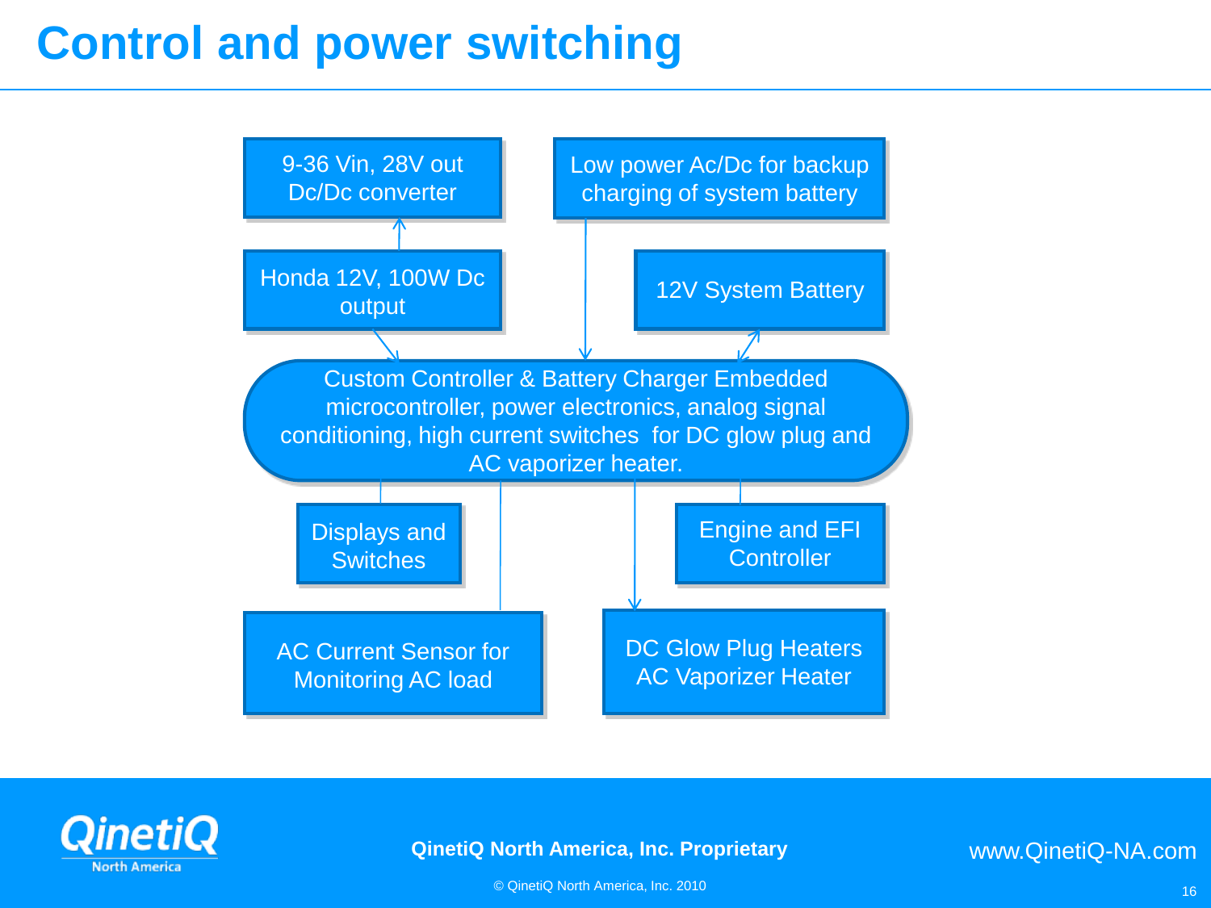# Control and power switching

9-36 Vin, 28V out Dc/Dc converter

Low power Ac/Dc for backup charging of system battery

Honda 12V, 100W Dc output

12V System Battery

Custom Controller & Battery Charger Embedded microcontroller, power electronics, analog signal conditioning, high current switches for DC glow plug and AC vaporizer heater.

Displays and Switches

Engine and EFI Controller

AC Current Sensor for Monitoring AC load

DC Glow Plug Heaters AC Vaporizer Heater

QinetiQ North America, Inc. Proprietary

© QinetiQ North America, Inc. 2010

www.QinetiQ-NA.com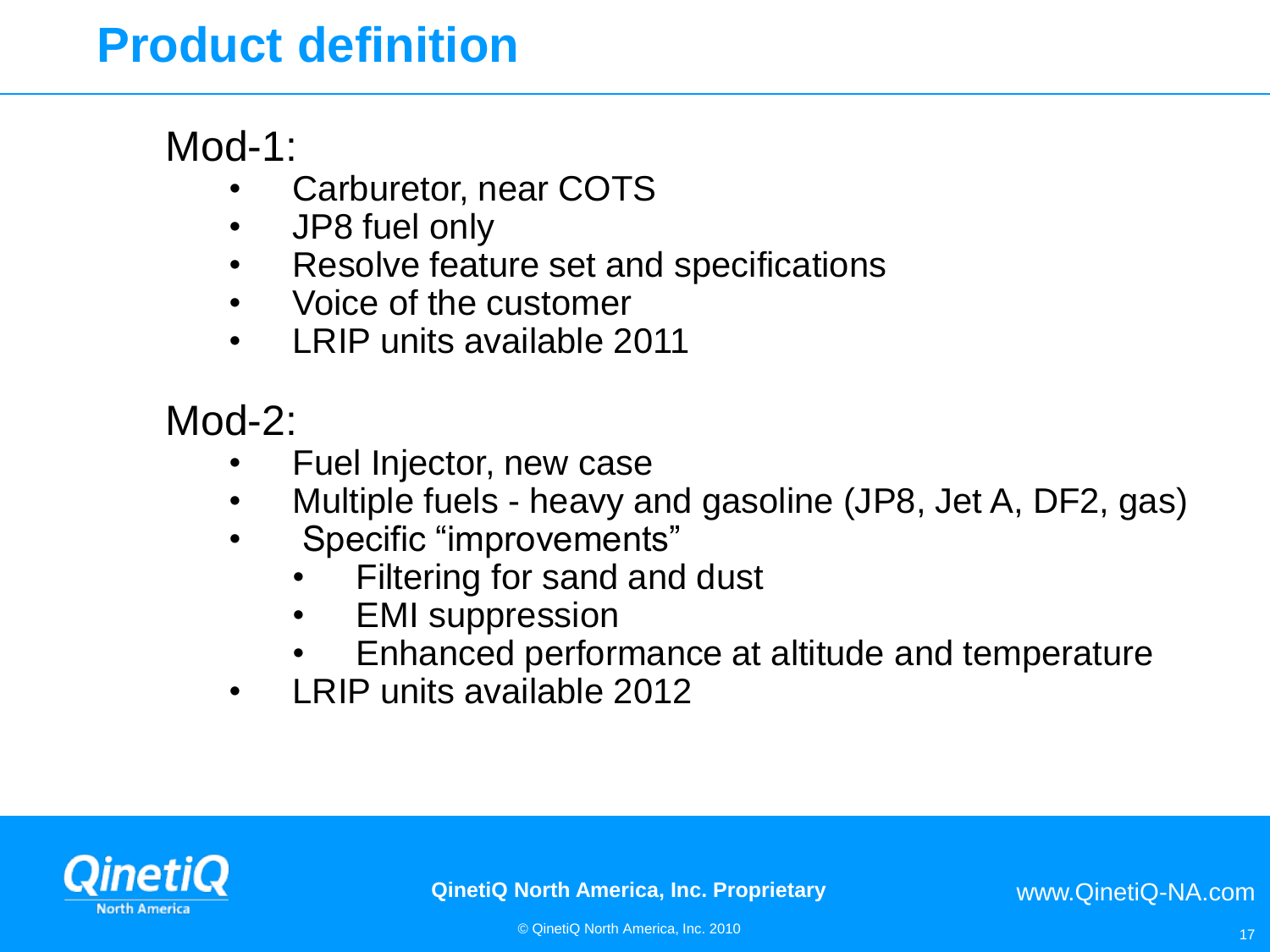# Product definition

Mod-1:

- Carburetor, near COTS
- JP8 fuel only
- Resolve feature set and specifications
- Voice of the customer
- LRIP units available 2011

Mod-2:

- Fuel Injector, new case
- Multiple fuels - heavy and gasoline (JP8, Jet A, DF2, gas)
- Specific "improvements"
  - Filtering for sand and dust
  - EMI suppression
  - Enhanced performance at altitude and temperature
- LRIP units available 2012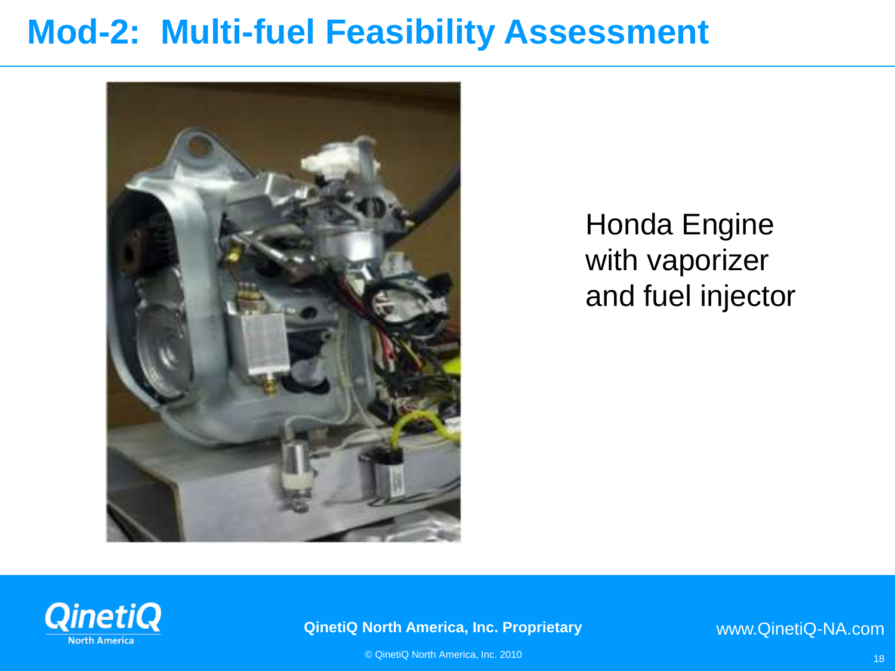# Mod-2: Multi-fuel Feasibility Assessment

Honda Engine with vaporizer and fuel injector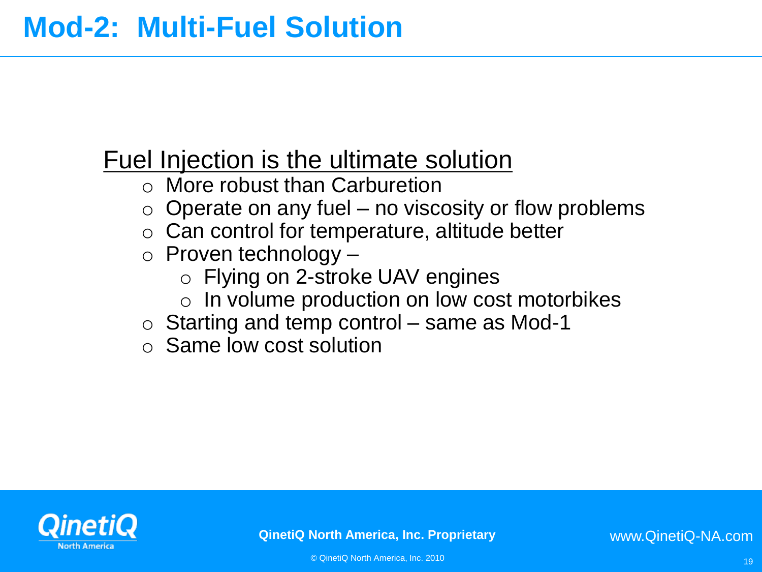# Mod-2: Multi-Fuel Solution

<u>Fuel Injection is the ultimate solution</u>

- More robust than Carburetion
- Operate on any fuel – no viscosity or flow problems
- Can control for temperature, altitude better
- Proven technology –
  - Flying on 2-stroke UAV engines
  - In volume production on low cost motorbikes
- Starting and temp control – same as Mod-1
- Same low cost solution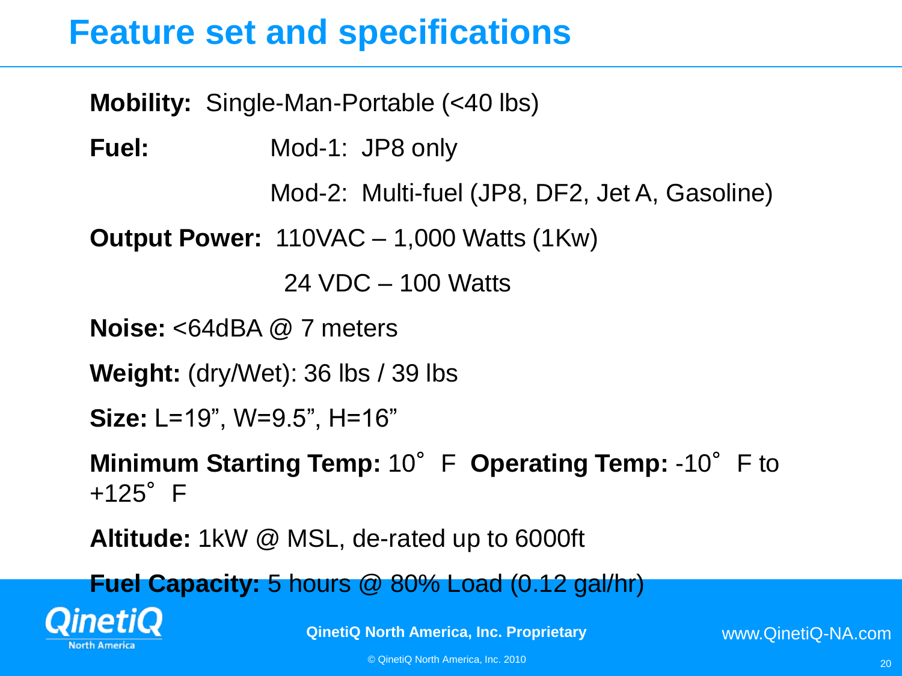# Feature set and specifications

**Mobility:** Single-Man-Portable (<40 lbs)

**Fuel:** Mod-1: JP8 only

Mod-2: Multi-fuel (JP8, DF2, Jet A, Gasoline)

**Output Power:** 110VAC – 1,000 Watts (1Kw)

24 VDC – 100 Watts

**Noise:** <64dBA @ 7 meters

**Weight:** (dry/Wet): 36 lbs / 39 lbs

**Size:** L=19", W=9.5", H=16"

**Minimum Starting Temp:** 10° F **Operating Temp:** -10° F to +125° F

**Altitude:** 1kW @ MSL, de-rated up to 6000ft

**Fuel Capacity:** 5 hours @ 80% Load (0.12 gal/hr)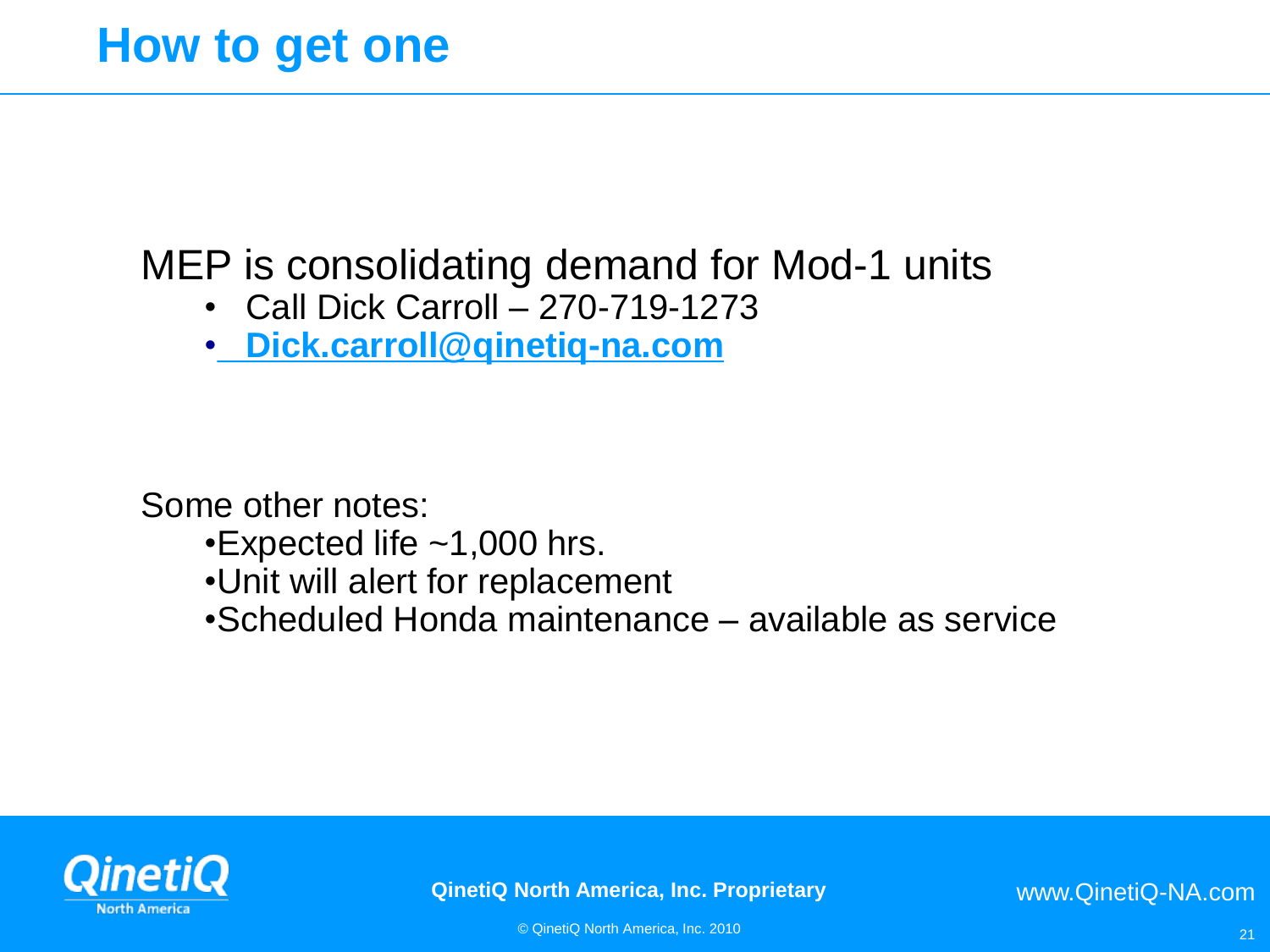# How to get one

MEP is consolidating demand for Mod-1 units

- Call Dick Carroll – 270-719-1273
- **Dick.carroll@qinetiq-na.com**

Some other notes:

- Expected life ~1,000 hrs.
- Unit will alert for replacement
- Scheduled Honda maintenance – available as service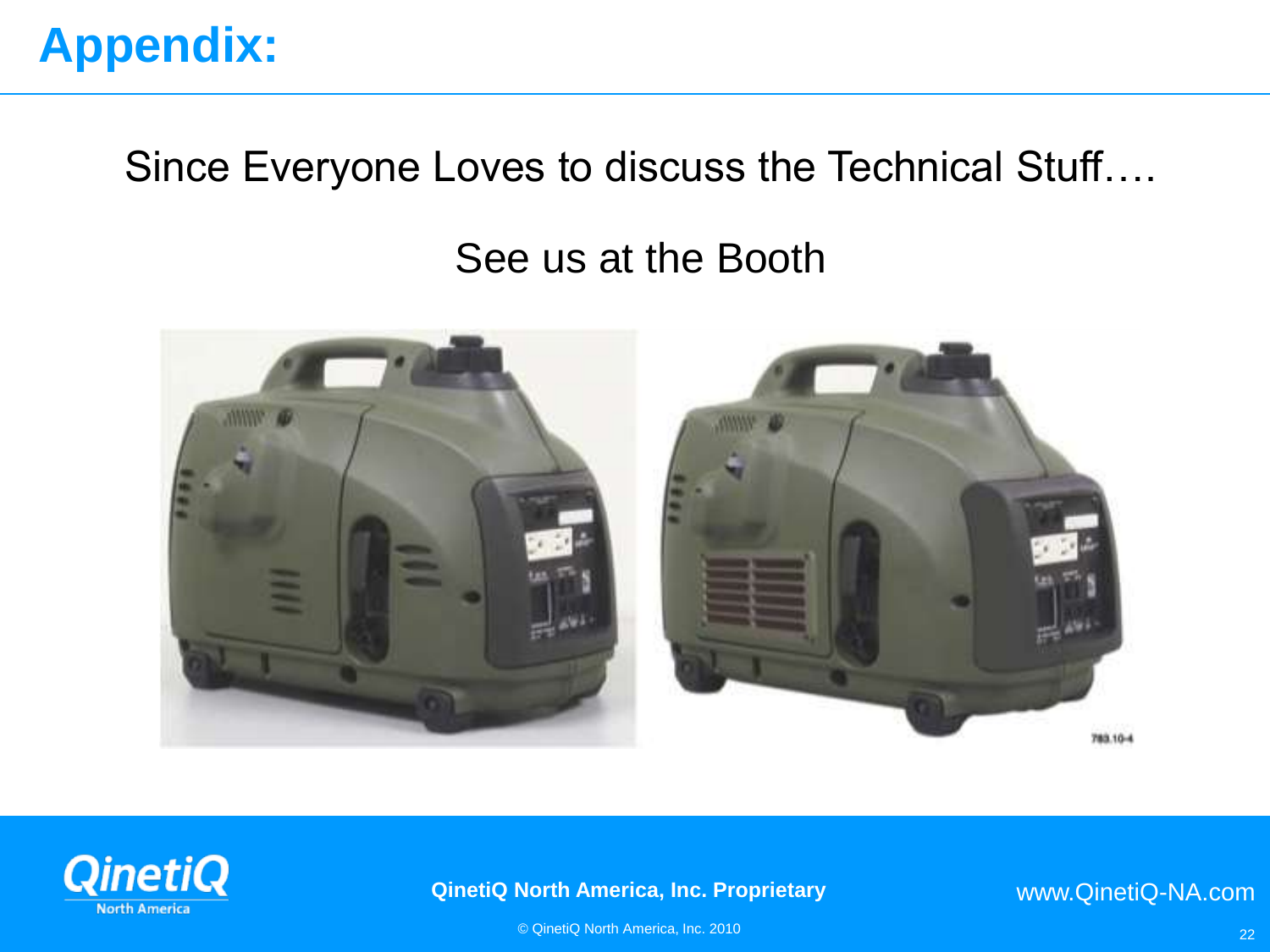# Appendix:

Since Everyone Loves to discuss the Technical Stuff….

See us at the Booth

783.10-4

QinetiQ North America, Inc. Proprietary

© QinetiQ North America, Inc. 2010

www.QinetiQ-NA.com